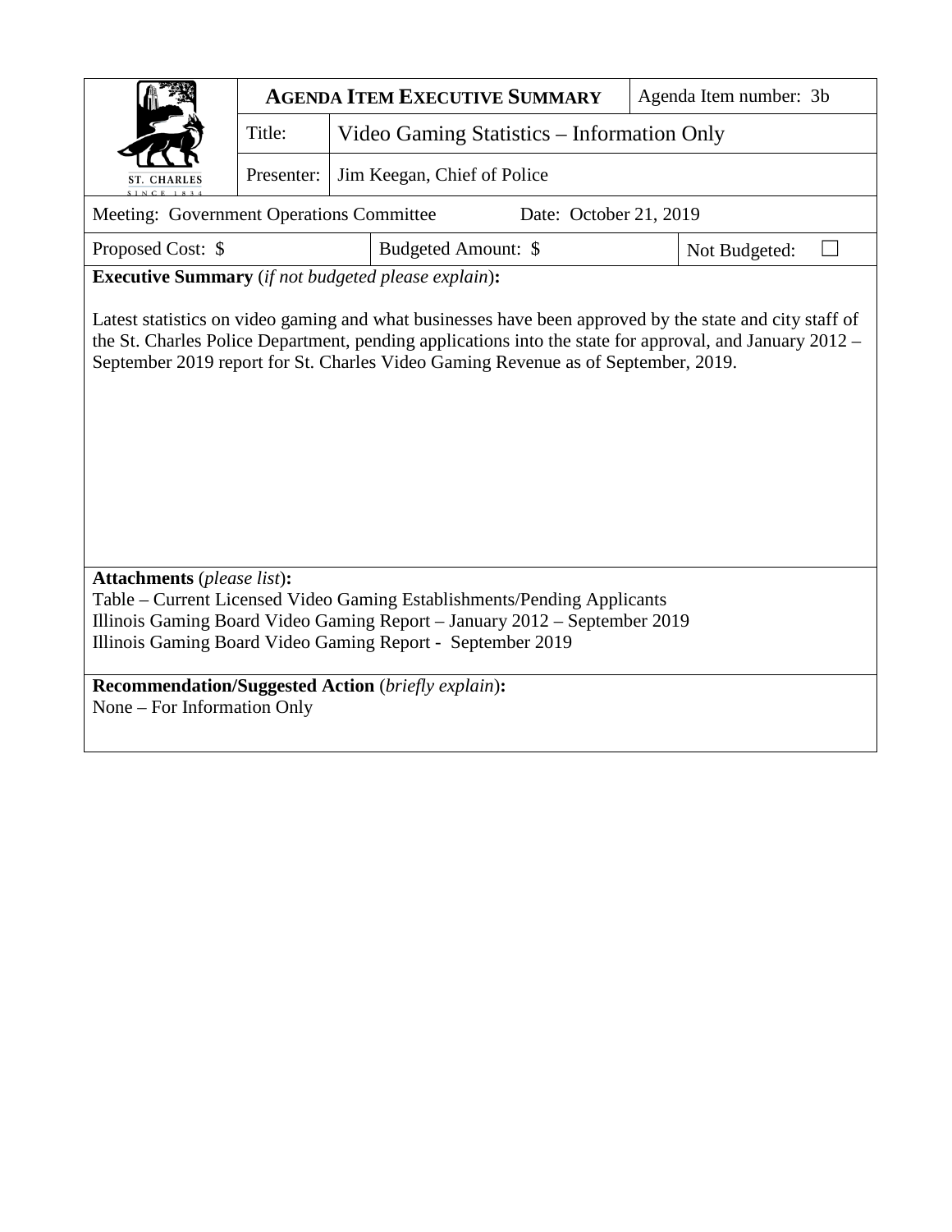| ST. CHARLES SINCE 1834 | **AGENDA ITEM EXECUTIVE SUMMARY** | | Agenda Item number: 3b |
|---|---|---|---|
| | Title: | Video Gaming Statistics – Information Only | |
| | Presenter: | Jim Keegan, Chief of Police | |

Meeting: Government Operations Committee    Date: October 21, 2019

| Proposed Cost: $ | Budgeted Amount: $ | Not Budgeted: ☐ |
|---|---|---|

**Executive Summary** (*if not budgeted please explain*)**:**

Latest statistics on video gaming and what businesses have been approved by the state and city staff of the St. Charles Police Department, pending applications into the state for approval, and January 2012 – September 2019 report for St. Charles Video Gaming Revenue as of September, 2019.

**Attachments** (*please list*)**:**

Table – Current Licensed Video Gaming Establishments/Pending Applicants
Illinois Gaming Board Video Gaming Report – January 2012 – September 2019
Illinois Gaming Board Video Gaming Report - September 2019

**Recommendation/Suggested Action** (*briefly explain*)**:**

None – For Information Only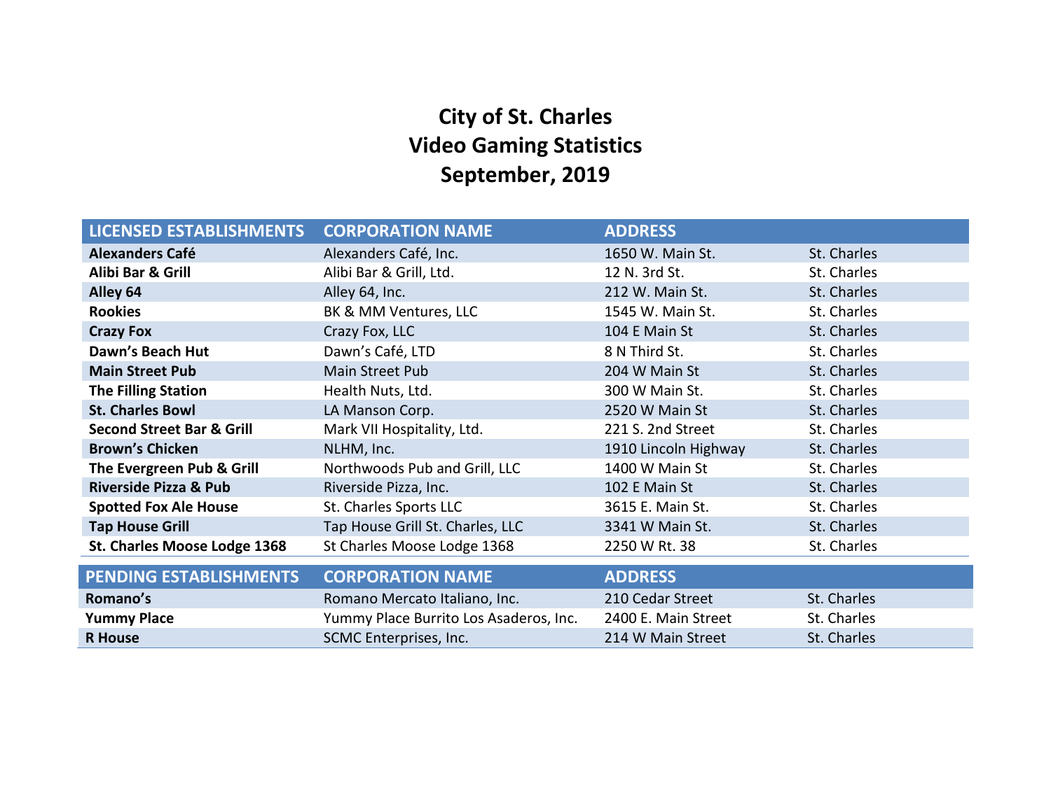# City of St. Charles
# Video Gaming Statistics
# September, 2019

| LICENSED ESTABLISHMENTS | CORPORATION NAME | ADDRESS | |
|---|---|---|---|
| **Alexanders Café** | Alexanders Café, Inc. | 1650 W. Main St. | St. Charles |
| **Alibi Bar & Grill** | Alibi Bar & Grill, Ltd. | 12 N. 3rd St. | St. Charles |
| **Alley 64** | Alley 64, Inc. | 212 W. Main St. | St. Charles |
| **Rookies** | BK & MM Ventures, LLC | 1545 W. Main St. | St. Charles |
| **Crazy Fox** | Crazy Fox, LLC | 104 E Main St | St. Charles |
| **Dawn's Beach Hut** | Dawn's Café, LTD | 8 N Third St. | St. Charles |
| **Main Street Pub** | Main Street Pub | 204 W Main St | St. Charles |
| **The Filling Station** | Health Nuts, Ltd. | 300 W Main St. | St. Charles |
| **St. Charles Bowl** | LA Manson Corp. | 2520 W Main St | St. Charles |
| **Second Street Bar & Grill** | Mark VII Hospitality, Ltd. | 221 S. 2nd Street | St. Charles |
| **Brown's Chicken** | NLHM, Inc. | 1910 Lincoln Highway | St. Charles |
| **The Evergreen Pub & Grill** | Northwoods Pub and Grill, LLC | 1400 W Main St | St. Charles |
| **Riverside Pizza & Pub** | Riverside Pizza, Inc. | 102 E Main St | St. Charles |
| **Spotted Fox Ale House** | St. Charles Sports LLC | 3615 E. Main St. | St. Charles |
| **Tap House Grill** | Tap House Grill St. Charles, LLC | 3341 W Main St. | St. Charles |
| **St. Charles Moose Lodge 1368** | St Charles Moose Lodge 1368 | 2250 W Rt. 38 | St. Charles |

| PENDING ESTABLISHMENTS | CORPORATION NAME | ADDRESS | |
|---|---|---|---|
| **Romano's** | Romano Mercato Italiano, Inc. | 210 Cedar Street | St. Charles |
| **Yummy Place** | Yummy Place Burrito Los Asaderos, Inc. | 2400 E. Main Street | St. Charles |
| **R House** | SCMC Enterprises, Inc. | 214 W Main Street | St. Charles |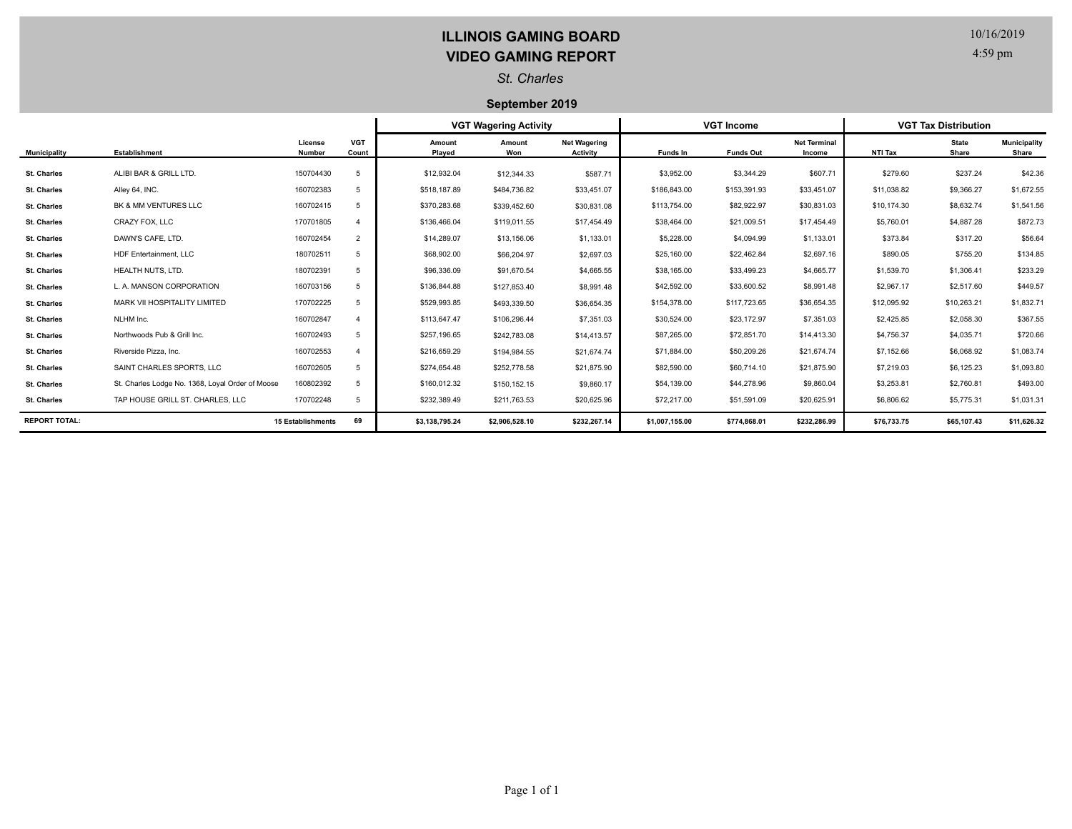# ILLINOIS GAMING BOARD
# VIDEO GAMING REPORT

*St. Charles*

**September 2019**

10/16/2019
4:59 pm

| | | | | VGT Wagering Activity | | | VGT Income | | | VGT Tax Distribution | | |
|---|---|---|---|---|---|---|---|---|---|---|---|---|
| **Municipality** | **Establishment** | **License Number** | **VGT Count** | **Amount Played** | **Amount Won** | **Net Wagering Activity** | **Funds In** | **Funds Out** | **Net Terminal Income** | **NTI Tax** | **State Share** | **Municipality Share** |
| St. Charles | ALIBI BAR & GRILL LTD. | 150704430 | 5 | $12,932.04 | $12,344.33 | $587.71 | $3,952.00 | $3,344.29 | $607.71 | $279.60 | $237.24 | $42.36 |
| St. Charles | Alley 64, INC. | 160702383 | 5 | $518,187.89 | $484,736.82 | $33,451.07 | $186,843.00 | $153,391.93 | $33,451.07 | $11,038.82 | $9,366.27 | $1,672.55 |
| St. Charles | BK & MM VENTURES LLC | 160702415 | 5 | $370,283.68 | $339,452.60 | $30,831.08 | $113,754.00 | $82,922.97 | $30,831.03 | $10,174.30 | $8,632.74 | $1,541.56 |
| St. Charles | CRAZY FOX, LLC | 170701805 | 4 | $136,466.04 | $119,011.55 | $17,454.49 | $38,464.00 | $21,009.51 | $17,454.49 | $5,760.01 | $4,887.28 | $872.73 |
| St. Charles | DAWN'S CAFE, LTD. | 160702454 | 2 | $14,289.07 | $13,156.06 | $1,133.01 | $5,228.00 | $4,094.99 | $1,133.01 | $373.84 | $317.20 | $56.64 |
| St. Charles | HDF Entertainment, LLC | 180702511 | 5 | $68,902.00 | $66,204.97 | $2,697.03 | $25,160.00 | $22,462.84 | $2,697.16 | $890.05 | $755.20 | $134.85 |
| St. Charles | HEALTH NUTS, LTD. | 180702391 | 5 | $96,336.09 | $91,670.54 | $4,665.55 | $38,165.00 | $33,499.23 | $4,665.77 | $1,539.70 | $1,306.41 | $233.29 |
| St. Charles | L. A. MANSON CORPORATION | 160703156 | 5 | $136,844.88 | $127,853.40 | $8,991.48 | $42,592.00 | $33,600.52 | $8,991.48 | $2,967.17 | $2,517.60 | $449.57 |
| St. Charles | MARK VII HOSPITALITY LIMITED | 170702225 | 5 | $529,993.85 | $493,339.50 | $36,654.35 | $154,378.00 | $117,723.65 | $36,654.35 | $12,095.92 | $10,263.21 | $1,832.71 |
| St. Charles | NLHM Inc. | 160702847 | 4 | $113,647.47 | $106,296.44 | $7,351.03 | $30,524.00 | $23,172.97 | $7,351.03 | $2,425.85 | $2,058.30 | $367.55 |
| St. Charles | Northwoods Pub & Grill Inc. | 160702493 | 5 | $257,196.65 | $242,783.08 | $14,413.57 | $87,265.00 | $72,851.70 | $14,413.30 | $4,756.37 | $4,035.71 | $720.66 |
| St. Charles | Riverside Pizza, Inc. | 160702553 | 4 | $216,659.29 | $194,984.55 | $21,674.74 | $71,884.00 | $50,209.26 | $21,674.74 | $7,152.66 | $6,068.92 | $1,083.74 |
| St. Charles | SAINT CHARLES SPORTS, LLC | 160702605 | 5 | $274,654.48 | $252,778.58 | $21,875.90 | $82,590.00 | $60,714.10 | $21,875.90 | $7,219.03 | $6,125.23 | $1,093.80 |
| St. Charles | St. Charles Lodge No. 1368, Loyal Order of Moose | 160802392 | 5 | $160,012.32 | $150,152.15 | $9,860.17 | $54,139.00 | $44,278.96 | $9,860.04 | $3,253.81 | $2,760.81 | $493.00 |
| St. Charles | TAP HOUSE GRILL ST. CHARLES, LLC | 170702248 | 5 | $232,389.49 | $211,763.53 | $20,625.96 | $72,217.00 | $51,591.09 | $20,625.91 | $6,806.62 | $5,775.31 | $1,031.31 |
| **REPORT TOTAL:** | | **15 Establishments** | **69** | **$3,138,795.24** | **$2,906,528.10** | **$232,267.14** | **$1,007,155.00** | **$774,868.01** | **$232,286.99** | **$76,733.75** | **$65,107.43** | **$11,626.32** |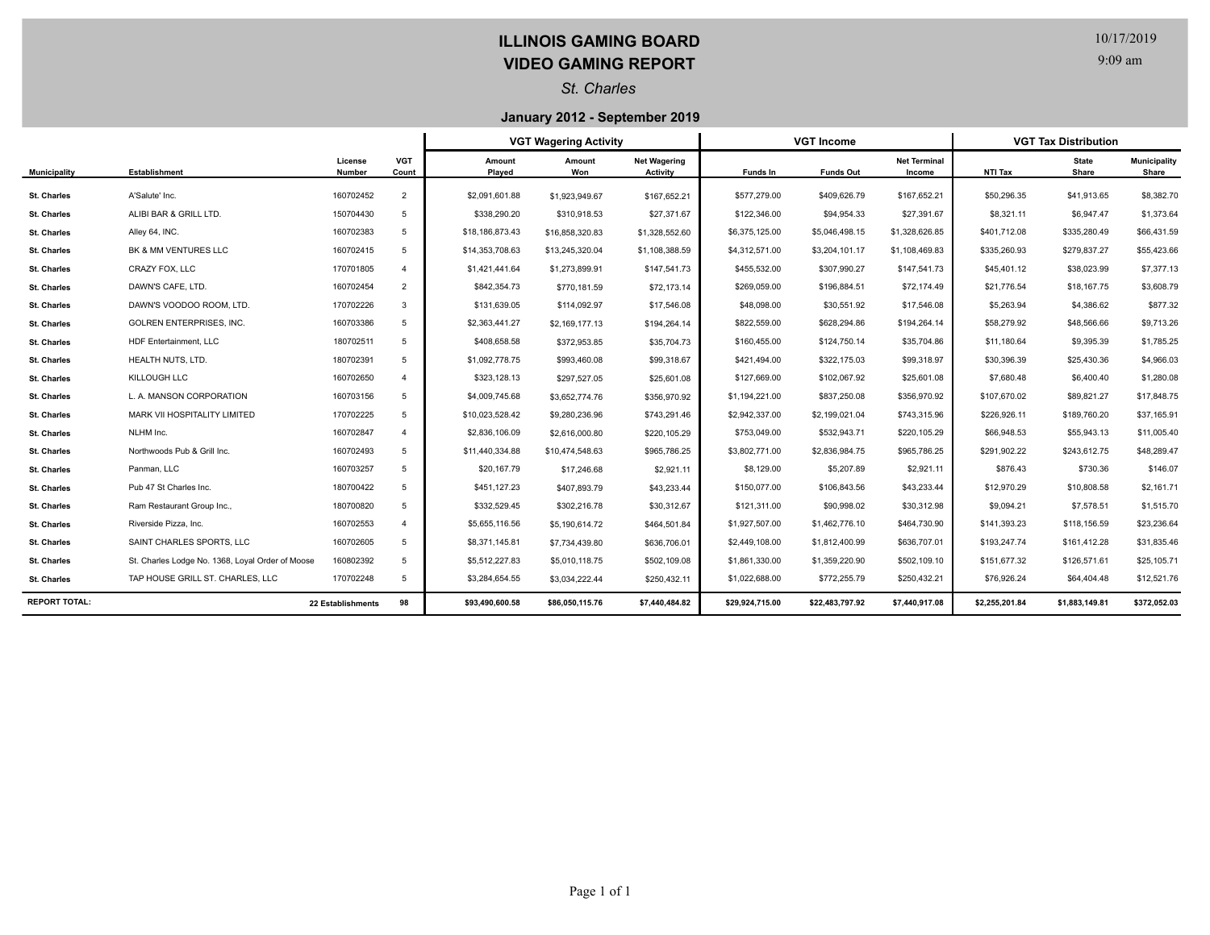# ILLINOIS GAMING BOARD
## VIDEO GAMING REPORT

*St. Charles*

**January 2012 - September 2019**

10/17/2019
9:09 am

| | | | | VGT Wagering Activity | | | VGT Income | | | VGT Tax Distribution | | |
|---|---|---|---|---|---|---|---|---|---|---|---|---|
| Municipality | Establishment | License Number | VGT Count | Amount Played | Amount Won | Net Wagering Activity | Funds In | Funds Out | Net Terminal Income | NTI Tax | State Share | Municipality Share |
| St. Charles | A'Salute' Inc. | 160702452 | 2 | $2,091,601.88 | $1,923,949.67 | $167,652.21 | $577,279.00 | $409,626.79 | $167,652.21 | $50,296.35 | $41,913.65 | $8,382.70 |
| St. Charles | ALIBI BAR & GRILL LTD. | 150704430 | 5 | $338,290.20 | $310,918.53 | $27,371.67 | $122,346.00 | $94,954.33 | $27,391.67 | $8,321.11 | $6,947.47 | $1,373.64 |
| St. Charles | Alley 64, INC. | 160702383 | 5 | $18,186,873.43 | $16,858,320.83 | $1,328,552.60 | $6,375,125.00 | $5,046,498.15 | $1,328,626.85 | $401,712.08 | $335,280.49 | $66,431.59 |
| St. Charles | BK & MM VENTURES LLC | 160702415 | 5 | $14,353,708.63 | $13,245,320.04 | $1,108,388.59 | $4,312,571.00 | $3,204,101.17 | $1,108,469.83 | $335,260.93 | $279,837.27 | $55,423.66 |
| St. Charles | CRAZY FOX, LLC | 170701805 | 4 | $1,421,441.64 | $1,273,899.91 | $147,541.73 | $455,532.00 | $307,990.27 | $147,541.73 | $45,401.12 | $38,023.99 | $7,377.13 |
| St. Charles | DAWN'S CAFE, LTD. | 160702454 | 2 | $842,354.73 | $770,181.59 | $72,173.14 | $269,059.00 | $196,884.51 | $72,174.49 | $21,776.54 | $18,167.75 | $3,608.79 |
| St. Charles | DAWN'S VOODOO ROOM, LTD. | 170702226 | 3 | $131,639.05 | $114,092.97 | $17,546.08 | $48,098.00 | $30,551.92 | $17,546.08 | $5,263.94 | $4,386.62 | $877.32 |
| St. Charles | GOLREN ENTERPRISES, INC. | 160703386 | 5 | $2,363,441.27 | $2,169,177.13 | $194,264.14 | $822,559.00 | $628,294.86 | $194,264.14 | $58,279.92 | $48,566.66 | $9,713.26 |
| St. Charles | HDF Entertainment, LLC | 180702511 | 5 | $408,658.58 | $372,953.85 | $35,704.73 | $160,455.00 | $124,750.14 | $35,704.86 | $11,180.64 | $9,395.39 | $1,785.25 |
| St. Charles | HEALTH NUTS, LTD. | 180702391 | 5 | $1,092,778.75 | $993,460.08 | $99,318.67 | $421,494.00 | $322,175.03 | $99,318.97 | $30,396.39 | $25,430.36 | $4,966.03 |
| St. Charles | KILLOUGH LLC | 160702650 | 4 | $323,128.13 | $297,527.05 | $25,601.08 | $127,669.00 | $102,067.92 | $25,601.08 | $7,680.48 | $6,400.40 | $1,280.08 |
| St. Charles | L. A. MANSON CORPORATION | 160703156 | 5 | $4,009,745.68 | $3,652,774.76 | $356,970.92 | $1,194,221.00 | $837,250.08 | $356,970.92 | $107,670.02 | $89,821.27 | $17,848.75 |
| St. Charles | MARK VII HOSPITALITY LIMITED | 170702225 | 5 | $10,023,528.42 | $9,280,236.96 | $743,291.46 | $2,942,337.00 | $2,199,021.04 | $743,315.96 | $226,926.11 | $189,760.20 | $37,165.91 |
| St. Charles | NLHM Inc. | 160702847 | 4 | $2,836,106.09 | $2,616,000.80 | $220,105.29 | $753,049.00 | $532,943.71 | $220,105.29 | $66,948.53 | $55,943.13 | $11,005.40 |
| St. Charles | Northwoods Pub & Grill Inc. | 160702493 | 5 | $11,440,334.88 | $10,474,548.63 | $965,786.25 | $3,802,771.00 | $2,836,984.75 | $965,786.25 | $291,902.22 | $243,612.75 | $48,289.47 |
| St. Charles | Panman, LLC | 160703257 | 5 | $20,167.79 | $17,246.68 | $2,921.11 | $8,129.00 | $5,207.89 | $2,921.11 | $876.43 | $730.36 | $146.07 |
| St. Charles | Pub 47 St Charles Inc. | 180700422 | 5 | $451,127.23 | $407,893.79 | $43,233.44 | $150,077.00 | $106,843.56 | $43,233.44 | $12,970.29 | $10,808.58 | $2,161.71 |
| St. Charles | Ram Restaurant Group Inc., | 180700820 | 5 | $332,529.45 | $302,216.78 | $30,312.67 | $121,311.00 | $90,998.02 | $30,312.98 | $9,094.21 | $7,578.51 | $1,515.70 |
| St. Charles | Riverside Pizza, Inc. | 160702553 | 4 | $5,655,116.56 | $5,190,614.72 | $464,501.84 | $1,927,507.00 | $1,462,776.10 | $464,730.90 | $141,393.23 | $118,156.59 | $23,236.64 |
| St. Charles | SAINT CHARLES SPORTS, LLC | 160702605 | 5 | $8,371,145.81 | $7,734,439.80 | $636,706.01 | $2,449,108.00 | $1,812,400.99 | $636,707.01 | $193,247.74 | $161,412.28 | $31,835.46 |
| St. Charles | St. Charles Lodge No. 1368, Loyal Order of Moose | 160802392 | 5 | $5,512,227.83 | $5,010,118.75 | $502,109.08 | $1,861,330.00 | $1,359,220.90 | $502,109.10 | $151,677.32 | $126,571.61 | $25,105.71 |
| St. Charles | TAP HOUSE GRILL ST. CHARLES, LLC | 170702248 | 5 | $3,284,654.55 | $3,034,222.44 | $250,432.11 | $1,022,688.00 | $772,255.79 | $250,432.21 | $76,926.24 | $64,404.48 | $12,521.76 |
| **REPORT TOTAL:** | | **22 Establishments** | **98** | **$93,490,600.58** | **$86,050,115.76** | **$7,440,484.82** | **$29,924,715.00** | **$22,483,797.92** | **$7,440,917.08** | **$2,255,201.84** | **$1,883,149.81** | **$372,052.03** |